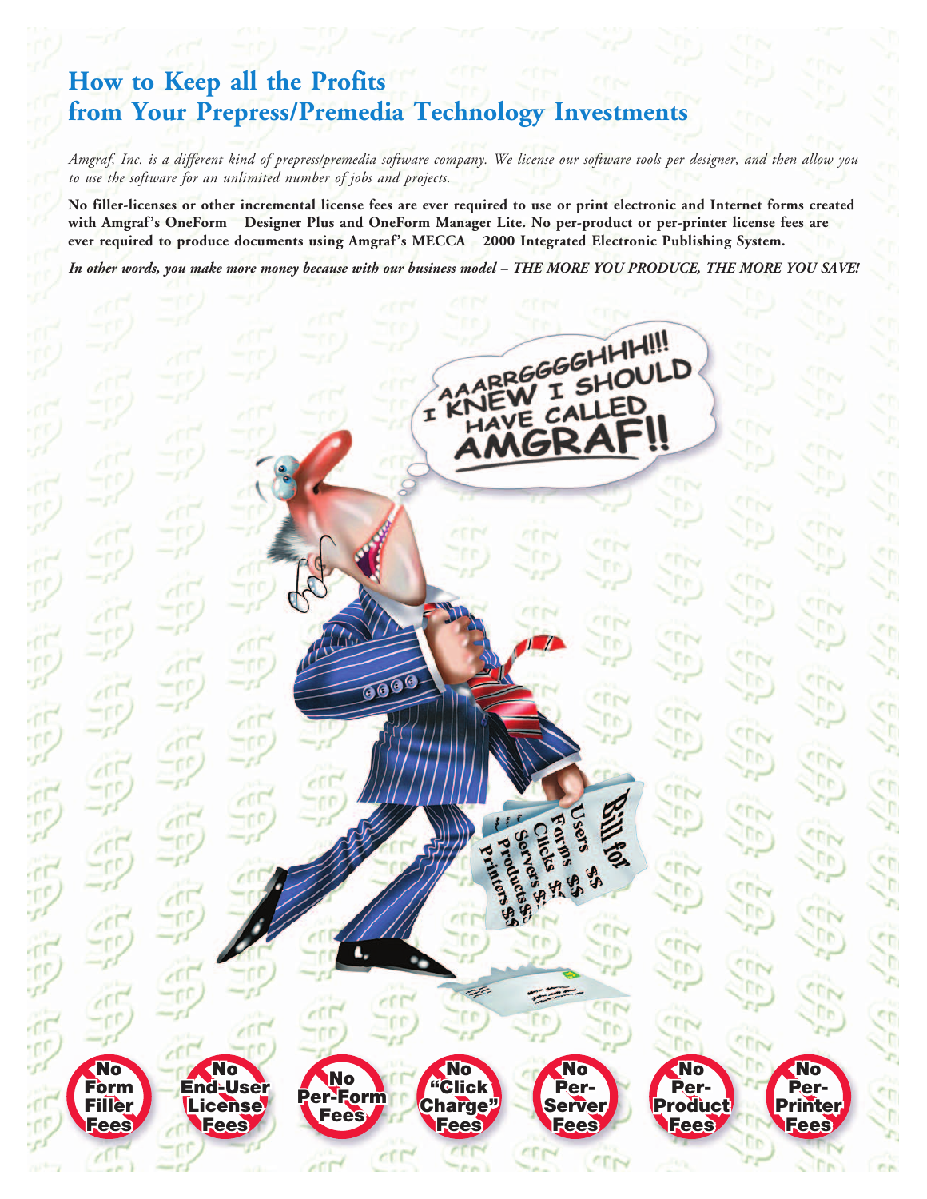# How to Keep all the Profits from Your Prepress/Premedia Technology Investments

*Amgraf, Inc. is a different kind of prepress/premedia software company. We license our software tools per designer, and then allow you to use the software for an unlimited number of jobs and projects.*

**No filler-licenses or other incremental license fees are ever required to use or print electronic and Internet forms created with Amgraf's OneForm Designer Plus and OneForm Manager Lite. No per-product or per-printer license fees are ever required to produce documents using Amgraf's MECCA 2000 Integrated Electronic Publishing System.**

***In other words, you make more money because with our business model – THE MORE YOU PRODUCE, THE MORE YOU SAVE!***

AAARRGGGGHHH!!! I KNEW I SHOULD HAVE CALLED AMGRAF!!

Bill for
Users $$
Forms $$
Clicks $$
Servers $$
Products $$
Printers $$

- No Form Filler Fees
- No End-User License Fees
- No Per-Form Fees
- No "Click Charge" Fees
- No Per-Server Fees
- No Per-Product Fees
- No Per-Printer Fees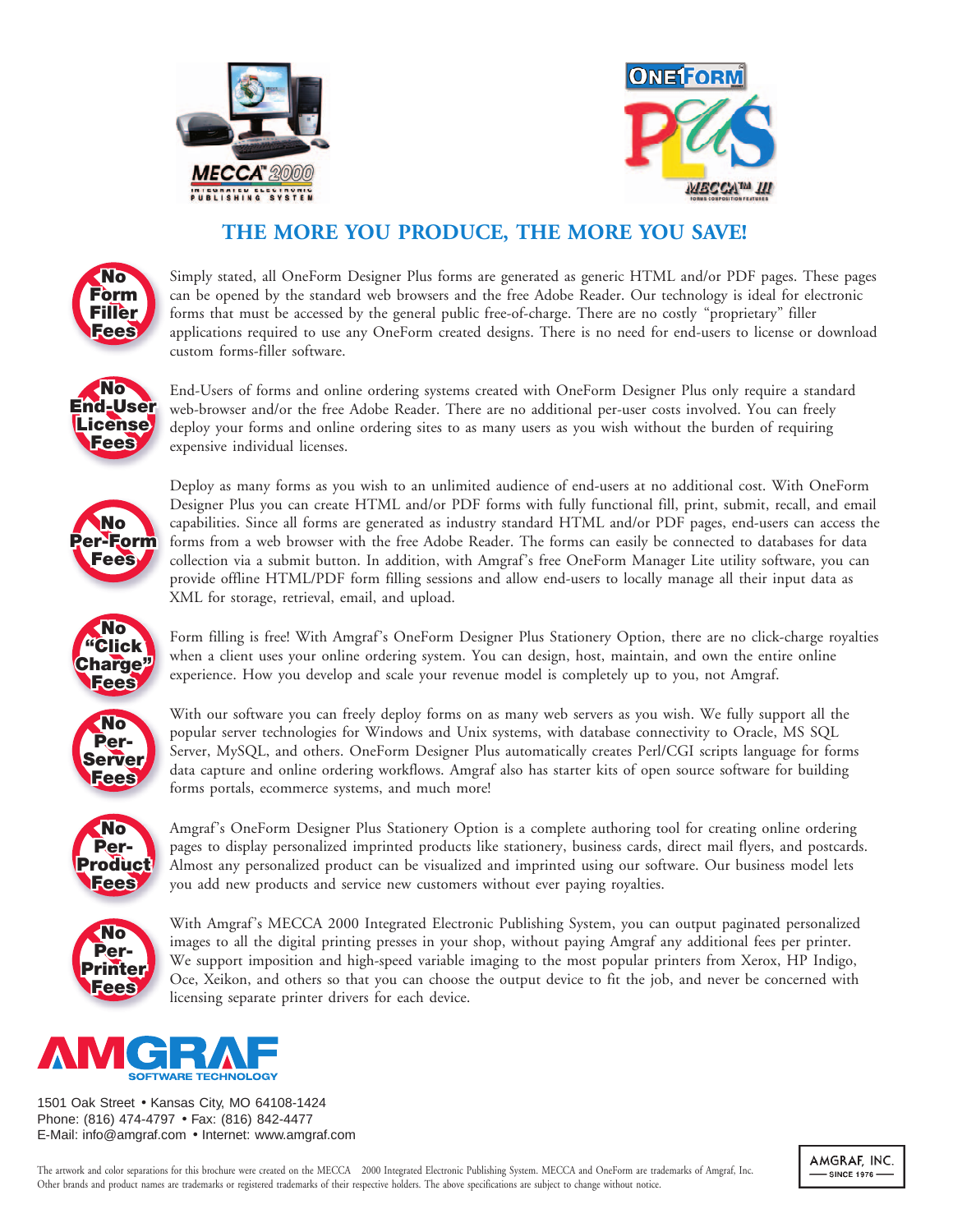MECCA™ 2000

INTEGRATED ELECTRONIC PUBLISHING SYSTEM

ONEFORM PLUS

MECCA™ III

FORMS COMPOSITION FEATURES

## THE MORE YOU PRODUCE, THE MORE YOU SAVE!

**No Form Filler Fees**

Simply stated, all OneForm Designer Plus forms are generated as generic HTML and/or PDF pages. These pages can be opened by the standard web browsers and the free Adobe Reader. Our technology is ideal for electronic forms that must be accessed by the general public free-of-charge. There are no costly "proprietary" filler applications required to use any OneForm created designs. There is no need for end-users to license or download custom forms-filler software.

**No End-User License Fees**

End-Users of forms and online ordering systems created with OneForm Designer Plus only require a standard web-browser and/or the free Adobe Reader. There are no additional per-user costs involved. You can freely deploy your forms and online ordering sites to as many users as you wish without the burden of requiring expensive individual licenses.

**No Per-Form Fees**

Deploy as many forms as you wish to an unlimited audience of end-users at no additional cost. With OneForm Designer Plus you can create HTML and/or PDF forms with fully functional fill, print, submit, recall, and email capabilities. Since all forms are generated as industry standard HTML and/or PDF pages, end-users can access the forms from a web browser with the free Adobe Reader. The forms can easily be connected to databases for data collection via a submit button. In addition, with Amgraf's free OneForm Manager Lite utility software, you can provide offline HTML/PDF form filling sessions and allow end-users to locally manage all their input data as XML for storage, retrieval, email, and upload.

**No "Click Charge" Fees**

Form filling is free! With Amgraf's OneForm Designer Plus Stationery Option, there are no click-charge royalties when a client uses your online ordering system. You can design, host, maintain, and own the entire online experience. How you develop and scale your revenue model is completely up to you, not Amgraf.

**No Per-Server Fees**

With our software you can freely deploy forms on as many web servers as you wish. We fully support all the popular server technologies for Windows and Unix systems, with database connectivity to Oracle, MS SQL Server, MySQL, and others. OneForm Designer Plus automatically creates Perl/CGI scripts language for forms data capture and online ordering workflows. Amgraf also has starter kits of open source software for building forms portals, ecommerce systems, and much more!

**No Per-Product Fees**

Amgraf's OneForm Designer Plus Stationery Option is a complete authoring tool for creating online ordering pages to display personalized imprinted products like stationery, business cards, direct mail flyers, and postcards. Almost any personalized product can be visualized and imprinted using our software. Our business model lets you add new products and service new customers without ever paying royalties.

**No Per-Printer Fees**

With Amgraf's MECCA 2000 Integrated Electronic Publishing System, you can output paginated personalized images to all the digital printing presses in your shop, without paying Amgraf any additional fees per printer. We support imposition and high-speed variable imaging to the most popular printers from Xerox, HP Indigo, Oce, Xeikon, and others so that you can choose the output device to fit the job, and never be concerned with licensing separate printer drivers for each device.

**AMGRAF**
SOFTWARE TECHNOLOGY

1501 Oak Street • Kansas City, MO 64108-1424
Phone: (816) 474-4797 • Fax: (816) 842-4477
E-Mail: info@amgraf.com • Internet: www.amgraf.com

The artwork and color separations for this brochure were created on the MECCA 2000 Integrated Electronic Publishing System. MECCA and OneForm are trademarks of Amgraf, Inc. Other brands and product names are trademarks or registered trademarks of their respective holders. The above specifications are subject to change without notice.

AMGRAF, INC.
SINCE 1976